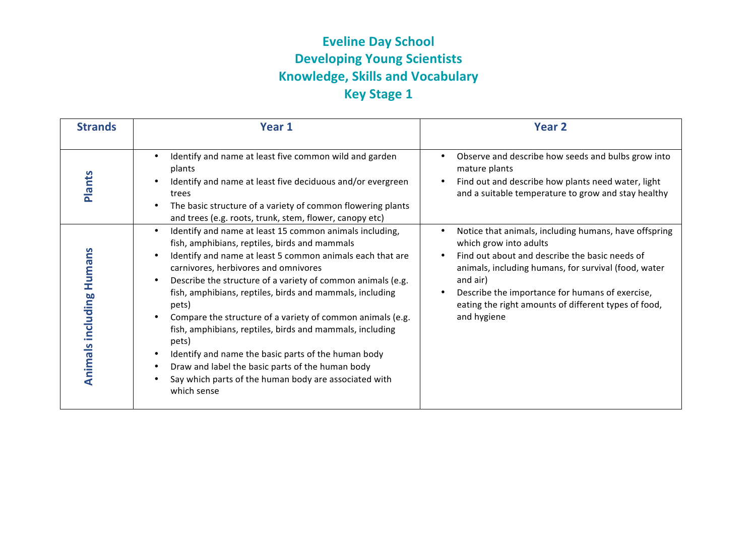# Eveline Day School
## Developing Young Scientists
## Knowledge, Skills and Vocabulary
## Key Stage 1

| Strands | Year 1 | Year 2 |
|---|---|---|
| **Plants** | • Identify and name at least five common wild and garden plants<br>• Identify and name at least five deciduous and/or evergreen trees<br>• The basic structure of a variety of common flowering plants and trees (e.g. roots, trunk, stem, flower, canopy etc) | • Observe and describe how seeds and bulbs grow into mature plants<br>• Find out and describe how plants need water, light and a suitable temperature to grow and stay healthy |
| **Animals including Humans** | • Identify and name at least 15 common animals including, fish, amphibians, reptiles, birds and mammals<br>• Identify and name at least 5 common animals each that are carnivores, herbivores and omnivores<br>• Describe the structure of a variety of common animals (e.g. fish, amphibians, reptiles, birds and mammals, including pets)<br>• Compare the structure of a variety of common animals (e.g. fish, amphibians, reptiles, birds and mammals, including pets)<br>• Identify and name the basic parts of the human body<br>• Draw and label the basic parts of the human body<br>• Say which parts of the human body are associated with which sense | • Notice that animals, including humans, have offspring which grow into adults<br>• Find out about and describe the basic needs of animals, including humans, for survival (food, water and air)<br>• Describe the importance for humans of exercise, eating the right amounts of different types of food, and hygiene |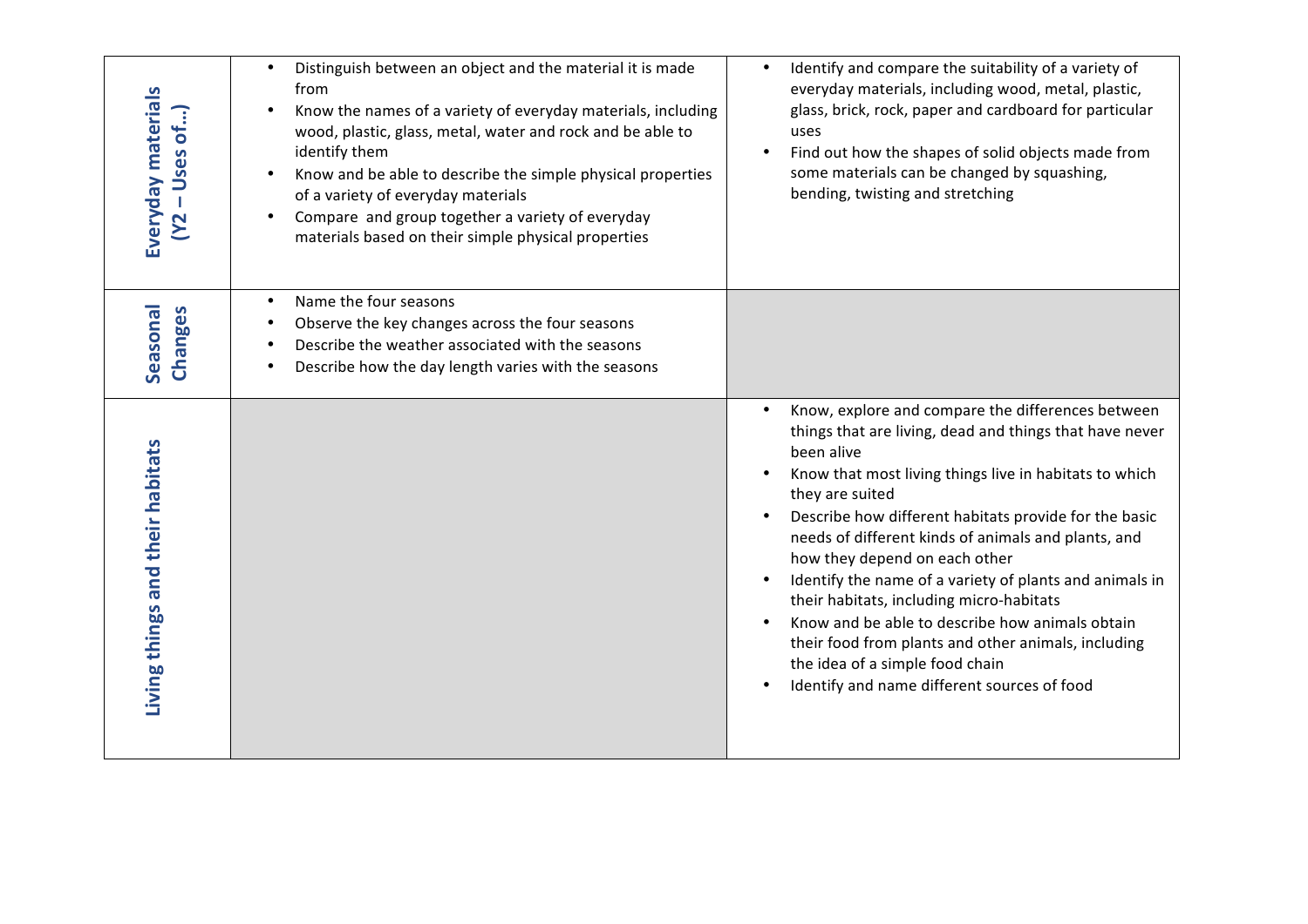| | | |
|---|---|---|
| **Everyday materials (Y2 – Uses of…)** | • Distinguish between an object and the material it is made from<br>• Know the names of a variety of everyday materials, including wood, plastic, glass, metal, water and rock and be able to identify them<br>• Know and be able to describe the simple physical properties of a variety of everyday materials<br>• Compare and group together a variety of everyday materials based on their simple physical properties | • Identify and compare the suitability of a variety of everyday materials, including wood, metal, plastic, glass, brick, rock, paper and cardboard for particular uses<br>• Find out how the shapes of solid objects made from some materials can be changed by squashing, bending, twisting and stretching |
| **Seasonal Changes** | • Name the four seasons<br>• Observe the key changes across the four seasons<br>• Describe the weather associated with the seasons<br>• Describe how the day length varies with the seasons | |
| **Living things and their habitats** | | • Know, explore and compare the differences between things that are living, dead and things that have never been alive<br>• Know that most living things live in habitats to which they are suited<br>• Describe how different habitats provide for the basic needs of different kinds of animals and plants, and how they depend on each other<br>• Identify the name of a variety of plants and animals in their habitats, including micro-habitats<br>• Know and be able to describe how animals obtain their food from plants and other animals, including the idea of a simple food chain<br>• Identify and name different sources of food |